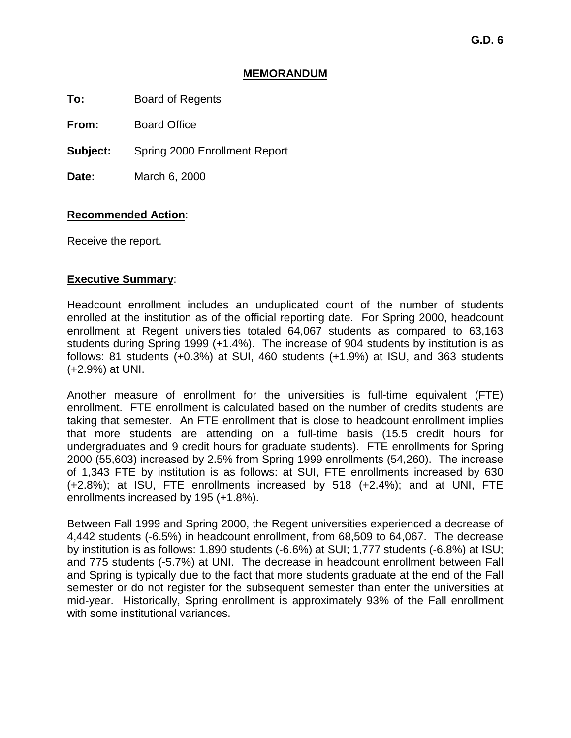G.D. 6

# MEMORANDUM

**To:** Board of Regents

**From:** Board Office

**Subject:** Spring 2000 Enrollment Report

**Date:** March 6, 2000

**Recommended Action:**

Receive the report.

**Executive Summary:**

Headcount enrollment includes an unduplicated count of the number of students enrolled at the institution as of the official reporting date. For Spring 2000, headcount enrollment at Regent universities totaled 64,067 students as compared to 63,163 students during Spring 1999 (+1.4%). The increase of 904 students by institution is as follows: 81 students (+0.3%) at SUI, 460 students (+1.9%) at ISU, and 363 students (+2.9%) at UNI.

Another measure of enrollment for the universities is full-time equivalent (FTE) enrollment. FTE enrollment is calculated based on the number of credits students are taking that semester. An FTE enrollment that is close to headcount enrollment implies that more students are attending on a full-time basis (15.5 credit hours for undergraduates and 9 credit hours for graduate students). FTE enrollments for Spring 2000 (55,603) increased by 2.5% from Spring 1999 enrollments (54,260). The increase of 1,343 FTE by institution is as follows: at SUI, FTE enrollments increased by 630 (+2.8%); at ISU, FTE enrollments increased by 518 (+2.4%); and at UNI, FTE enrollments increased by 195 (+1.8%).

Between Fall 1999 and Spring 2000, the Regent universities experienced a decrease of 4,442 students (-6.5%) in headcount enrollment, from 68,509 to 64,067. The decrease by institution is as follows: 1,890 students (-6.6%) at SUI; 1,777 students (-6.8%) at ISU; and 775 students (-5.7%) at UNI. The decrease in headcount enrollment between Fall and Spring is typically due to the fact that more students graduate at the end of the Fall semester or do not register for the subsequent semester than enter the universities at mid-year. Historically, Spring enrollment is approximately 93% of the Fall enrollment with some institutional variances.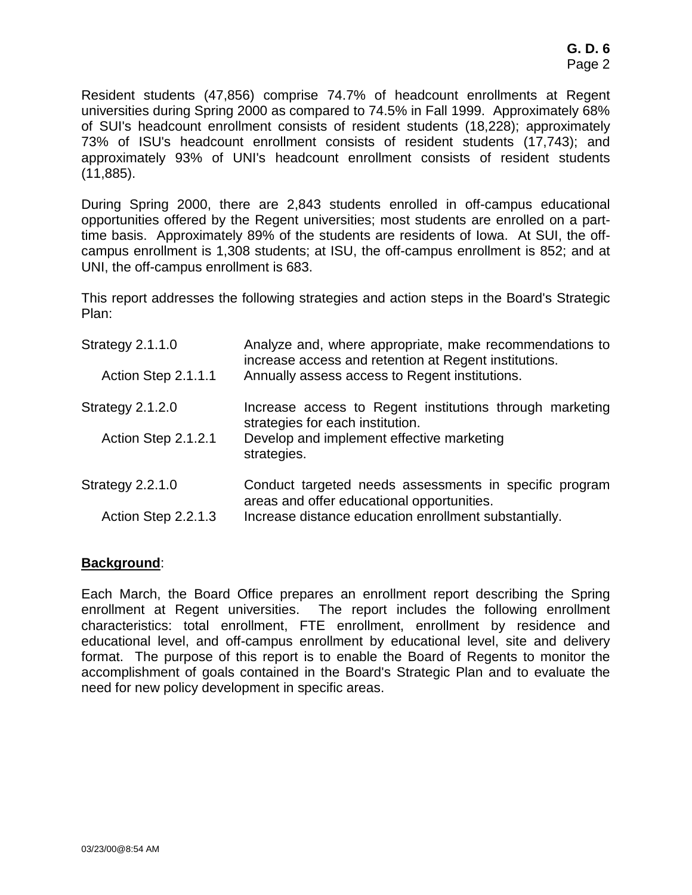Resident students (47,856) comprise 74.7% of headcount enrollments at Regent universities during Spring 2000 as compared to 74.5% in Fall 1999. Approximately 68% of SUI's headcount enrollment consists of resident students (18,228); approximately 73% of ISU's headcount enrollment consists of resident students (17,743); and approximately 93% of UNI's headcount enrollment consists of resident students (11,885).

During Spring 2000, there are 2,843 students enrolled in off-campus educational opportunities offered by the Regent universities; most students are enrolled on a part-time basis. Approximately 89% of the students are residents of Iowa. At SUI, the off-campus enrollment is 1,308 students; at ISU, the off-campus enrollment is 852; and at UNI, the off-campus enrollment is 683.

This report addresses the following strategies and action steps in the Board's Strategic Plan:

| | |
|---|---|
| Strategy 2.1.1.0 | Analyze and, where appropriate, make recommendations to increase access and retention at Regent institutions. |
| Action Step 2.1.1.1 | Annually assess access to Regent institutions. |
| Strategy 2.1.2.0 | Increase access to Regent institutions through marketing strategies for each institution. |
| Action Step 2.1.2.1 | Develop and implement effective marketing strategies. |
| Strategy 2.2.1.0 | Conduct targeted needs assessments in specific program areas and offer educational opportunities. |
| Action Step 2.2.1.3 | Increase distance education enrollment substantially. |

**Background**:

Each March, the Board Office prepares an enrollment report describing the Spring enrollment at Regent universities. The report includes the following enrollment characteristics: total enrollment, FTE enrollment, enrollment by residence and educational level, and off-campus enrollment by educational level, site and delivery format. The purpose of this report is to enable the Board of Regents to monitor the accomplishment of goals contained in the Board's Strategic Plan and to evaluate the need for new policy development in specific areas.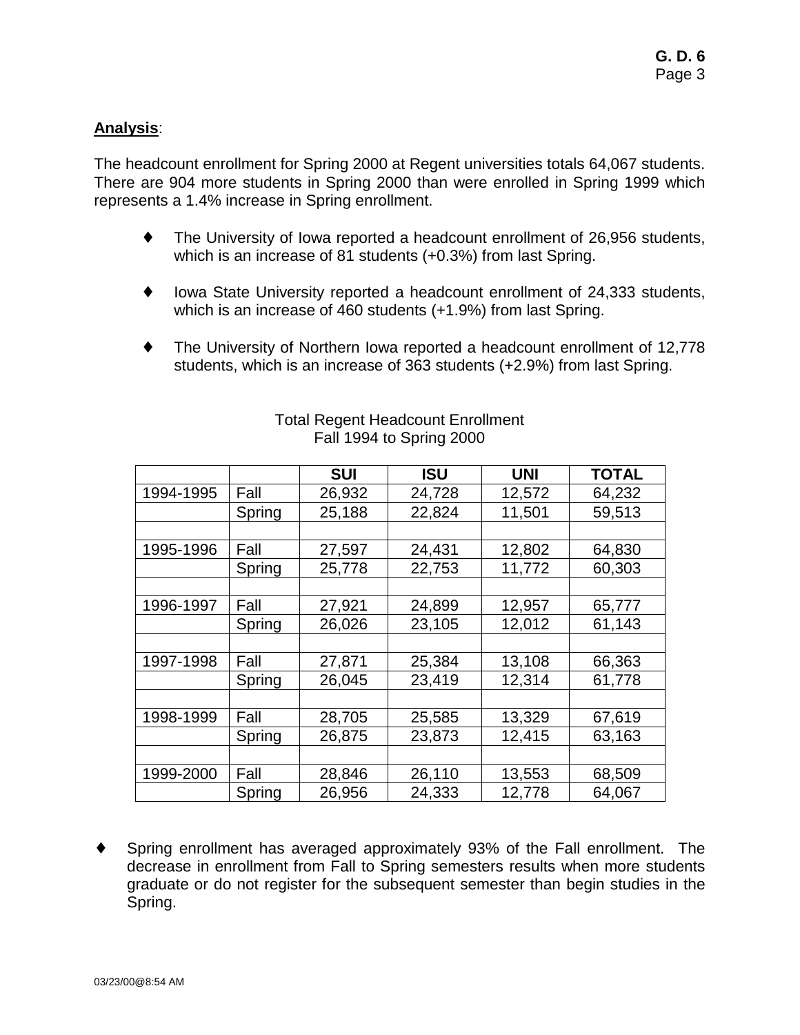**Analysis**:

The headcount enrollment for Spring 2000 at Regent universities totals 64,067 students. There are 904 more students in Spring 2000 than were enrolled in Spring 1999 which represents a 1.4% increase in Spring enrollment.

- The University of Iowa reported a headcount enrollment of 26,956 students, which is an increase of 81 students (+0.3%) from last Spring.
- Iowa State University reported a headcount enrollment of 24,333 students, which is an increase of 460 students (+1.9%) from last Spring.
- The University of Northern Iowa reported a headcount enrollment of 12,778 students, which is an increase of 363 students (+2.9%) from last Spring.

Total Regent Headcount Enrollment
Fall 1994 to Spring 2000

| | | SUI | ISU | UNI | TOTAL |
|---|---|---|---|---|---|
| 1994-1995 | Fall | 26,932 | 24,728 | 12,572 | 64,232 |
| | Spring | 25,188 | 22,824 | 11,501 | 59,513 |
| | | | | | |
| 1995-1996 | Fall | 27,597 | 24,431 | 12,802 | 64,830 |
| | Spring | 25,778 | 22,753 | 11,772 | 60,303 |
| | | | | | |
| 1996-1997 | Fall | 27,921 | 24,899 | 12,957 | 65,777 |
| | Spring | 26,026 | 23,105 | 12,012 | 61,143 |
| | | | | | |
| 1997-1998 | Fall | 27,871 | 25,384 | 13,108 | 66,363 |
| | Spring | 26,045 | 23,419 | 12,314 | 61,778 |
| | | | | | |
| 1998-1999 | Fall | 28,705 | 25,585 | 13,329 | 67,619 |
| | Spring | 26,875 | 23,873 | 12,415 | 63,163 |
| | | | | | |
| 1999-2000 | Fall | 28,846 | 26,110 | 13,553 | 68,509 |
| | Spring | 26,956 | 24,333 | 12,778 | 64,067 |

- Spring enrollment has averaged approximately 93% of the Fall enrollment. The decrease in enrollment from Fall to Spring semesters results when more students graduate or do not register for the subsequent semester than begin studies in the Spring.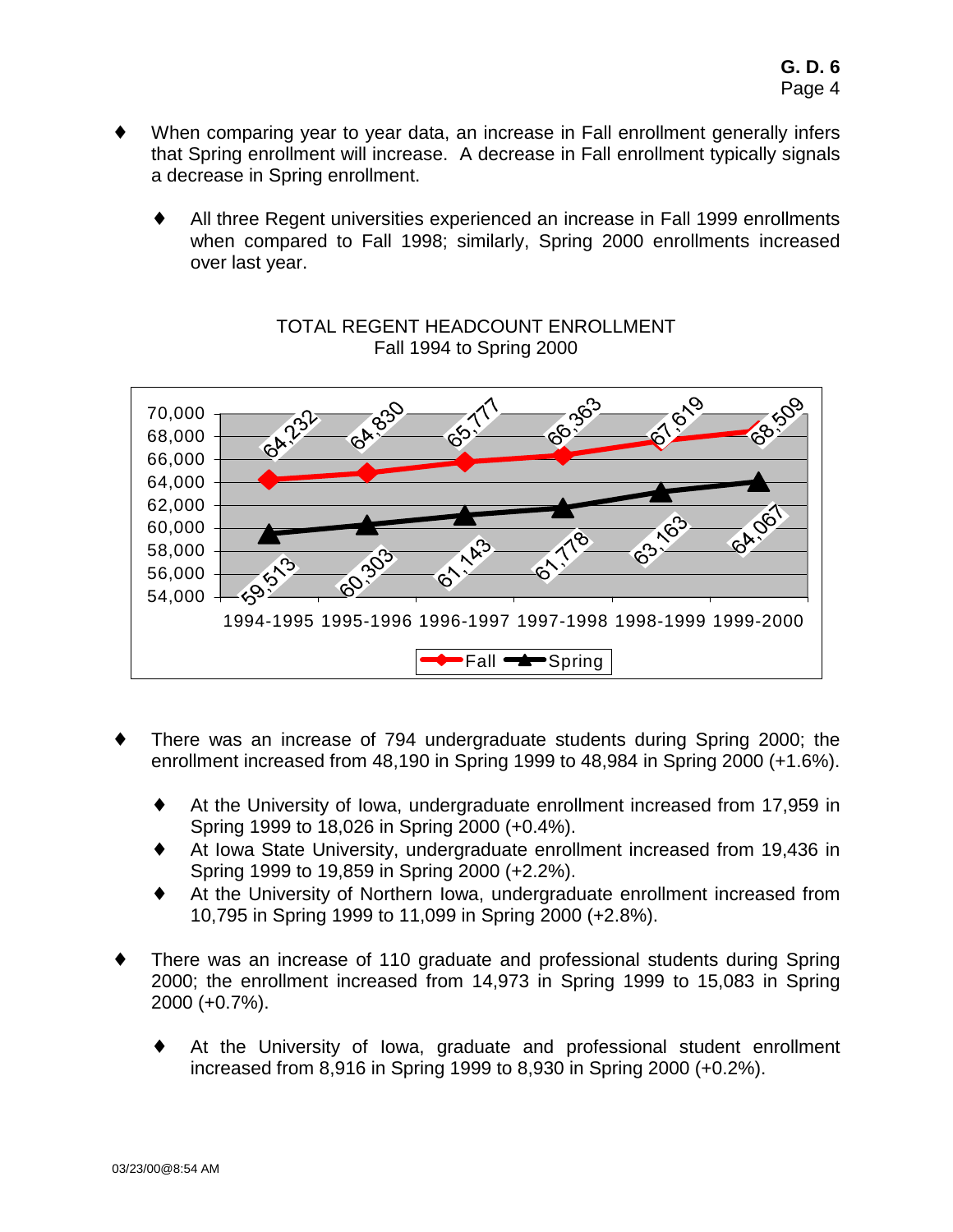- When comparing year to year data, an increase in Fall enrollment generally infers that Spring enrollment will increase. A decrease in Fall enrollment typically signals a decrease in Spring enrollment.

  - All three Regent universities experienced an increase in Fall 1999 enrollments when compared to Fall 1998; similarly, Spring 2000 enrollments increased over last year.

TOTAL REGENT HEADCOUNT ENROLLMENT
Fall 1994 to Spring 2000

| | 1994-1995 | 1995-1996 | 1996-1997 | 1997-1998 | 1998-1999 | 1999-2000 |
|---|---|---|---|---|---|---|
| Fall | 64,232 | 64,830 | 65,777 | 66,363 | 67,619 | 68,509 |
| Spring | 59,513 | 60,303 | 61,143 | 61,778 | 63,163 | 64,067 |

- There was an increase of 794 undergraduate students during Spring 2000; the enrollment increased from 48,190 in Spring 1999 to 48,984 in Spring 2000 (+1.6%).

  - At the University of Iowa, undergraduate enrollment increased from 17,959 in Spring 1999 to 18,026 in Spring 2000 (+0.4%).
  - At Iowa State University, undergraduate enrollment increased from 19,436 in Spring 1999 to 19,859 in Spring 2000 (+2.2%).
  - At the University of Northern Iowa, undergraduate enrollment increased from 10,795 in Spring 1999 to 11,099 in Spring 2000 (+2.8%).

- There was an increase of 110 graduate and professional students during Spring 2000; the enrollment increased from 14,973 in Spring 1999 to 15,083 in Spring 2000 (+0.7%).

  - At the University of Iowa, graduate and professional student enrollment increased from 8,916 in Spring 1999 to 8,930 in Spring 2000 (+0.2%).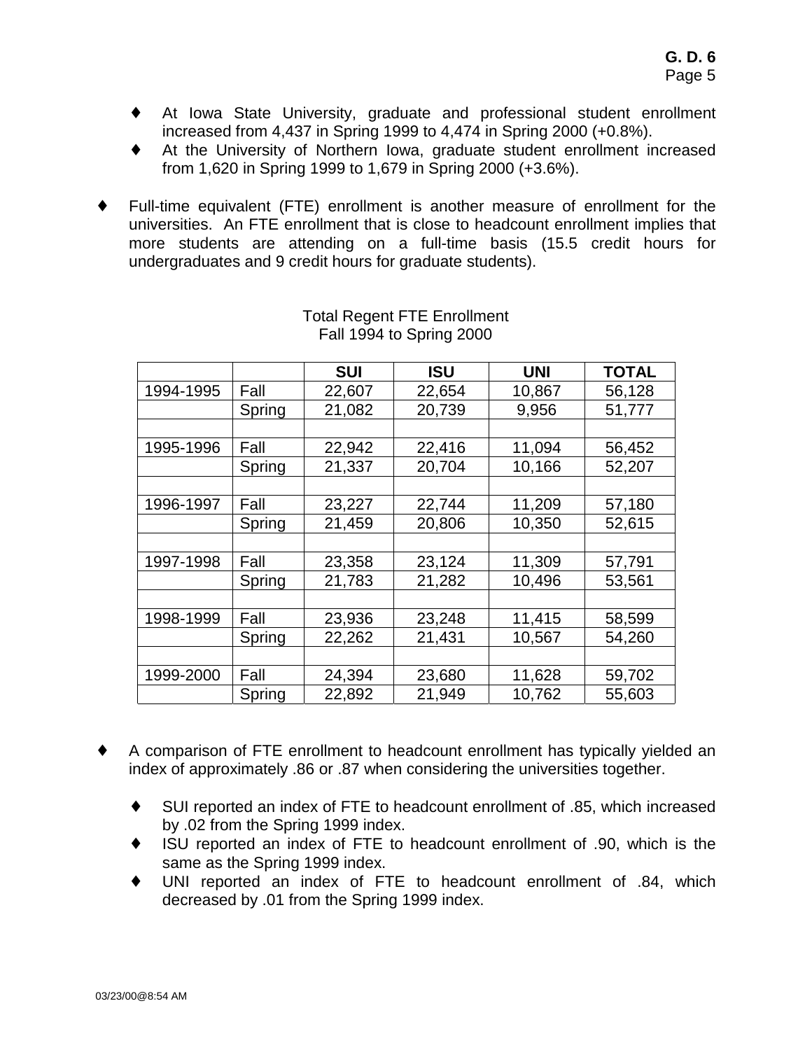- At Iowa State University, graduate and professional student enrollment increased from 4,437 in Spring 1999 to 4,474 in Spring 2000 (+0.8%).
- At the University of Northern Iowa, graduate student enrollment increased from 1,620 in Spring 1999 to 1,679 in Spring 2000 (+3.6%).

- Full-time equivalent (FTE) enrollment is another measure of enrollment for the universities. An FTE enrollment that is close to headcount enrollment implies that more students are attending on a full-time basis (15.5 credit hours for undergraduates and 9 credit hours for graduate students).

Total Regent FTE Enrollment
Fall 1994 to Spring 2000

| | | SUI | ISU | UNI | TOTAL |
|---|---|---|---|---|---|
| 1994-1995 | Fall | 22,607 | 22,654 | 10,867 | 56,128 |
| | Spring | 21,082 | 20,739 | 9,956 | 51,777 |
| | | | | | |
| 1995-1996 | Fall | 22,942 | 22,416 | 11,094 | 56,452 |
| | Spring | 21,337 | 20,704 | 10,166 | 52,207 |
| | | | | | |
| 1996-1997 | Fall | 23,227 | 22,744 | 11,209 | 57,180 |
| | Spring | 21,459 | 20,806 | 10,350 | 52,615 |
| | | | | | |
| 1997-1998 | Fall | 23,358 | 23,124 | 11,309 | 57,791 |
| | Spring | 21,783 | 21,282 | 10,496 | 53,561 |
| | | | | | |
| 1998-1999 | Fall | 23,936 | 23,248 | 11,415 | 58,599 |
| | Spring | 22,262 | 21,431 | 10,567 | 54,260 |
| | | | | | |
| 1999-2000 | Fall | 24,394 | 23,680 | 11,628 | 59,702 |
| | Spring | 22,892 | 21,949 | 10,762 | 55,603 |

- A comparison of FTE enrollment to headcount enrollment has typically yielded an index of approximately .86 or .87 when considering the universities together.

  - SUI reported an index of FTE to headcount enrollment of .85, which increased by .02 from the Spring 1999 index.
  - ISU reported an index of FTE to headcount enrollment of .90, which is the same as the Spring 1999 index.
  - UNI reported an index of FTE to headcount enrollment of .84, which decreased by .01 from the Spring 1999 index.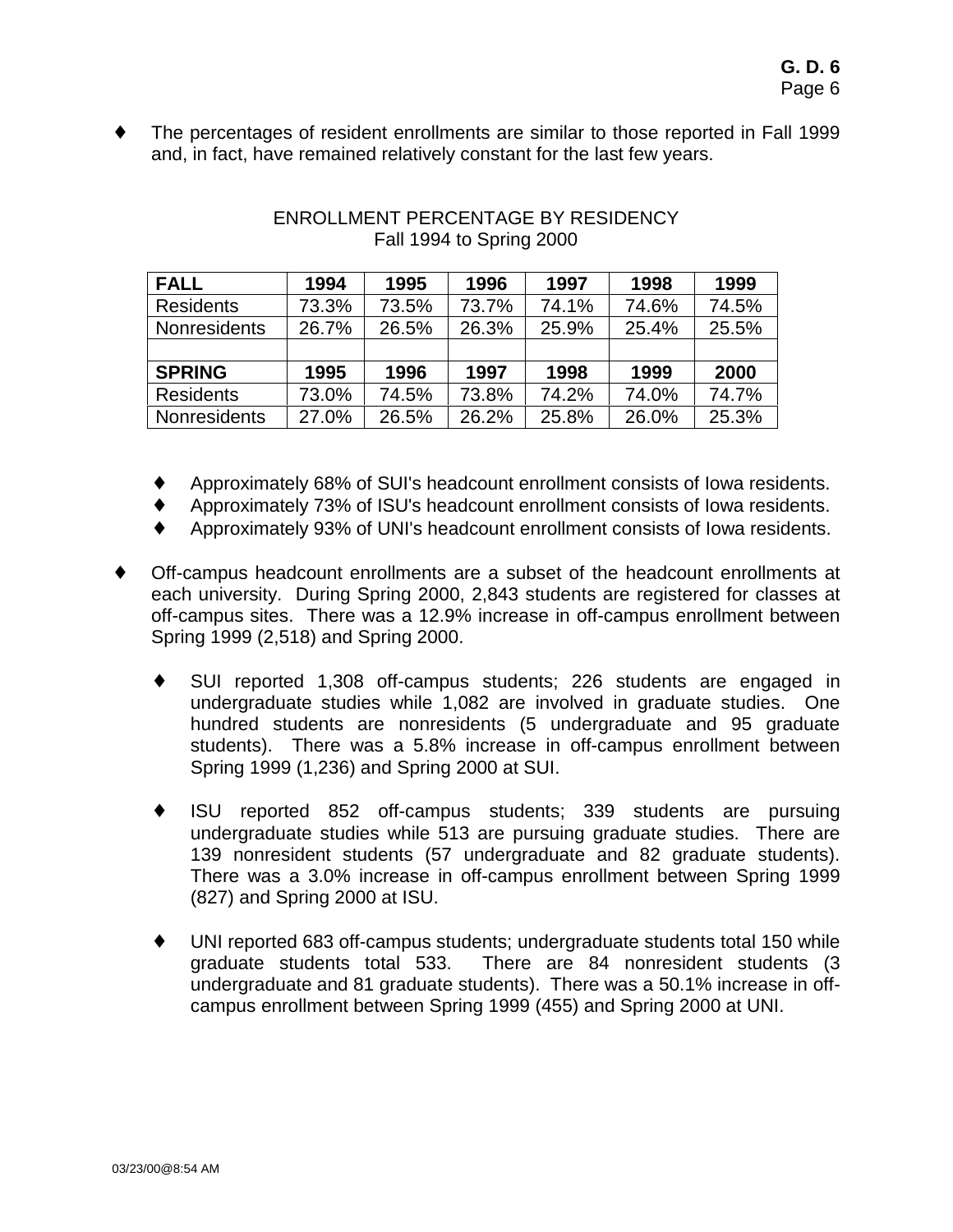- The percentages of resident enrollments are similar to those reported in Fall 1999 and, in fact, have remained relatively constant for the last few years.

ENROLLMENT PERCENTAGE BY RESIDENCY
Fall 1994 to Spring 2000

| **FALL** | **1994** | **1995** | **1996** | **1997** | **1998** | **1999** |
|---|---|---|---|---|---|---|
| Residents | 73.3% | 73.5% | 73.7% | 74.1% | 74.6% | 74.5% |
| Nonresidents | 26.7% | 26.5% | 26.3% | 25.9% | 25.4% | 25.5% |
| | | | | | | |
| **SPRING** | **1995** | **1996** | **1997** | **1998** | **1999** | **2000** |
| Residents | 73.0% | 74.5% | 73.8% | 74.2% | 74.0% | 74.7% |
| Nonresidents | 27.0% | 26.5% | 26.2% | 25.8% | 26.0% | 25.3% |

  - Approximately 68% of SUI's headcount enrollment consists of Iowa residents.
  - Approximately 73% of ISU's headcount enrollment consists of Iowa residents.
  - Approximately 93% of UNI's headcount enrollment consists of Iowa residents.

- Off-campus headcount enrollments are a subset of the headcount enrollments at each university. During Spring 2000, 2,843 students are registered for classes at off-campus sites. There was a 12.9% increase in off-campus enrollment between Spring 1999 (2,518) and Spring 2000.

  - SUI reported 1,308 off-campus students; 226 students are engaged in undergraduate studies while 1,082 are involved in graduate studies. One hundred students are nonresidents (5 undergraduate and 95 graduate students). There was a 5.8% increase in off-campus enrollment between Spring 1999 (1,236) and Spring 2000 at SUI.

  - ISU reported 852 off-campus students; 339 students are pursuing undergraduate studies while 513 are pursuing graduate studies. There are 139 nonresident students (57 undergraduate and 82 graduate students). There was a 3.0% increase in off-campus enrollment between Spring 1999 (827) and Spring 2000 at ISU.

  - UNI reported 683 off-campus students; undergraduate students total 150 while graduate students total 533. There are 84 nonresident students (3 undergraduate and 81 graduate students). There was a 50.1% increase in off-campus enrollment between Spring 1999 (455) and Spring 2000 at UNI.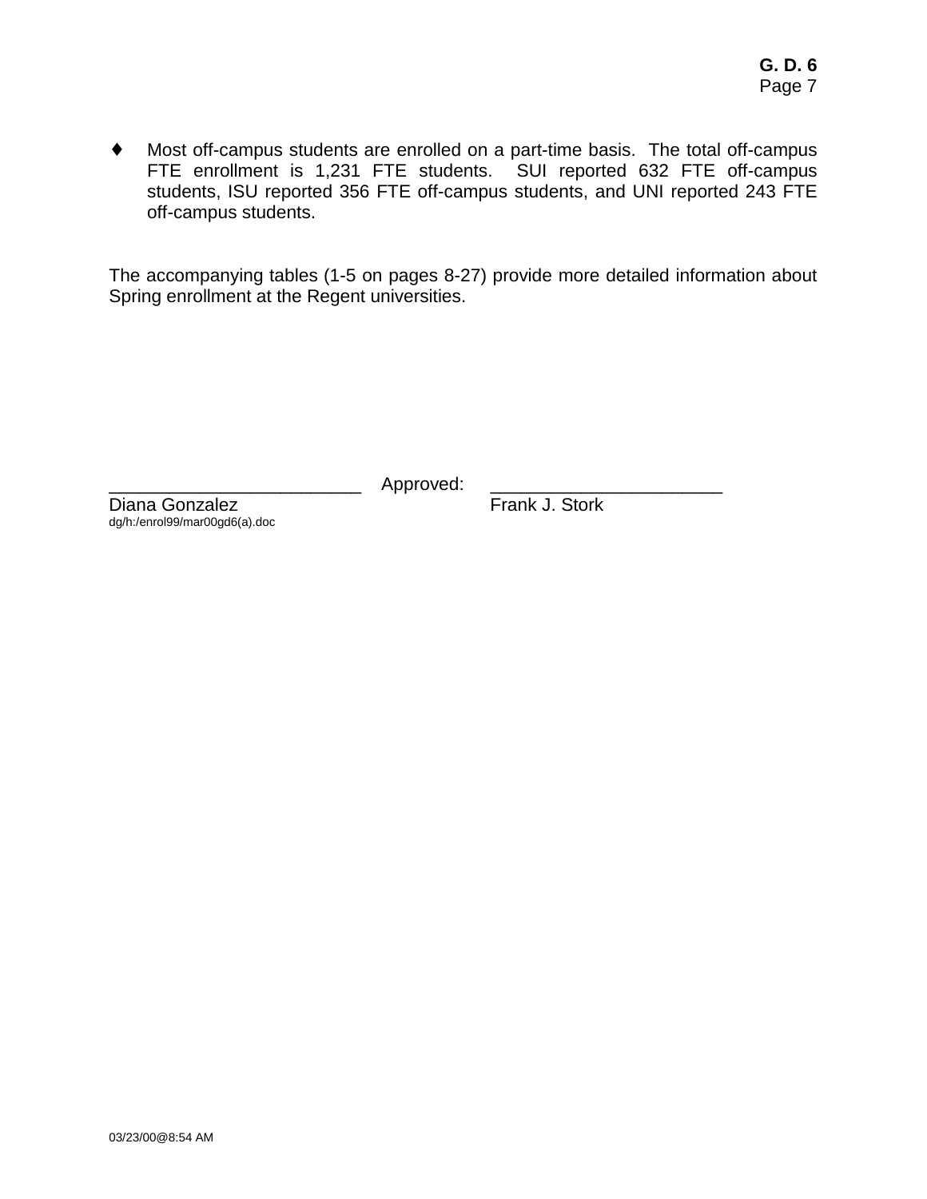- Most off-campus students are enrolled on a part-time basis. The total off-campus FTE enrollment is 1,231 FTE students. SUI reported 632 FTE off-campus students, ISU reported 356 FTE off-campus students, and UNI reported 243 FTE off-campus students.

The accompanying tables (1-5 on pages 8-27) provide more detailed information about Spring enrollment at the Regent universities.

________________________ Approved: ________________________

Diana Gonzalez                                                  Frank J. Stork

dg/h:/enrol99/mar00gd6(a).doc

03/23/00@8:54 AM